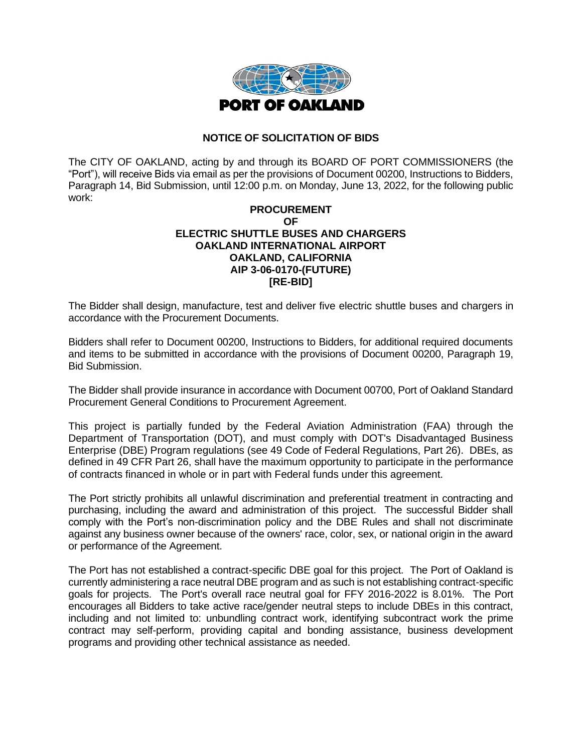**PORT OF OAKLAND**

## NOTICE OF SOLICITATION OF BIDS

The CITY OF OAKLAND, acting by and through its BOARD OF PORT COMMISSIONERS (the "Port"), will receive Bids via email as per the provisions of Document 00200, Instructions to Bidders, Paragraph 14, Bid Submission, until 12:00 p.m. on Monday, June 13, 2022, for the following public work:

**PROCUREMENT**
**OF**
**ELECTRIC SHUTTLE BUSES AND CHARGERS**
**OAKLAND INTERNATIONAL AIRPORT**
**OAKLAND, CALIFORNIA**
**AIP 3-06-0170-(FUTURE)**
**[RE-BID]**

The Bidder shall design, manufacture, test and deliver five electric shuttle buses and chargers in accordance with the Procurement Documents.

Bidders shall refer to Document 00200, Instructions to Bidders, for additional required documents and items to be submitted in accordance with the provisions of Document 00200, Paragraph 19, Bid Submission.

The Bidder shall provide insurance in accordance with Document 00700, Port of Oakland Standard Procurement General Conditions to Procurement Agreement.

This project is partially funded by the Federal Aviation Administration (FAA) through the Department of Transportation (DOT), and must comply with DOT's Disadvantaged Business Enterprise (DBE) Program regulations (see 49 Code of Federal Regulations, Part 26). DBEs, as defined in 49 CFR Part 26, shall have the maximum opportunity to participate in the performance of contracts financed in whole or in part with Federal funds under this agreement.

The Port strictly prohibits all unlawful discrimination and preferential treatment in contracting and purchasing, including the award and administration of this project. The successful Bidder shall comply with the Port's non-discrimination policy and the DBE Rules and shall not discriminate against any business owner because of the owners' race, color, sex, or national origin in the award or performance of the Agreement.

The Port has not established a contract-specific DBE goal for this project. The Port of Oakland is currently administering a race neutral DBE program and as such is not establishing contract-specific goals for projects. The Port's overall race neutral goal for FFY 2016-2022 is 8.01%. The Port encourages all Bidders to take active race/gender neutral steps to include DBEs in this contract, including and not limited to: unbundling contract work, identifying subcontract work the prime contract may self-perform, providing capital and bonding assistance, business development programs and providing other technical assistance as needed.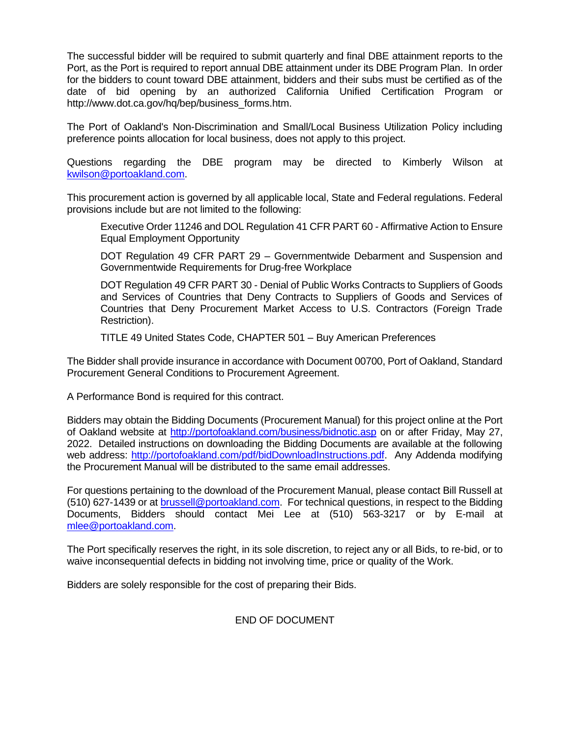The successful bidder will be required to submit quarterly and final DBE attainment reports to the Port, as the Port is required to report annual DBE attainment under its DBE Program Plan. In order for the bidders to count toward DBE attainment, bidders and their subs must be certified as of the date of bid opening by an authorized California Unified Certification Program or http://www.dot.ca.gov/hq/bep/business_forms.htm.

The Port of Oakland's Non-Discrimination and Small/Local Business Utilization Policy including preference points allocation for local business, does not apply to this project.

Questions regarding the DBE program may be directed to Kimberly Wilson at kwilson@portoakland.com.

This procurement action is governed by all applicable local, State and Federal regulations. Federal provisions include but are not limited to the following:

> Executive Order 11246 and DOL Regulation 41 CFR PART 60 - Affirmative Action to Ensure Equal Employment Opportunity
>
> DOT Regulation 49 CFR PART 29 – Governmentwide Debarment and Suspension and Governmentwide Requirements for Drug-free Workplace
>
> DOT Regulation 49 CFR PART 30 - Denial of Public Works Contracts to Suppliers of Goods and Services of Countries that Deny Contracts to Suppliers of Goods and Services of Countries that Deny Procurement Market Access to U.S. Contractors (Foreign Trade Restriction).
>
> TITLE 49 United States Code, CHAPTER 501 – Buy American Preferences

The Bidder shall provide insurance in accordance with Document 00700, Port of Oakland, Standard Procurement General Conditions to Procurement Agreement.

A Performance Bond is required for this contract.

Bidders may obtain the Bidding Documents (Procurement Manual) for this project online at the Port of Oakland website at http://portofoakland.com/business/bidnotic.asp on or after Friday, May 27, 2022. Detailed instructions on downloading the Bidding Documents are available at the following web address: http://portofoakland.com/pdf/bidDownloadInstructions.pdf. Any Addenda modifying the Procurement Manual will be distributed to the same email addresses.

For questions pertaining to the download of the Procurement Manual, please contact Bill Russell at (510) 627-1439 or at brussell@portoakland.com. For technical questions, in respect to the Bidding Documents, Bidders should contact Mei Lee at (510) 563-3217 or by E-mail at mlee@portoakland.com.

The Port specifically reserves the right, in its sole discretion, to reject any or all Bids, to re-bid, or to waive inconsequential defects in bidding not involving time, price or quality of the Work.

Bidders are solely responsible for the cost of preparing their Bids.

END OF DOCUMENT